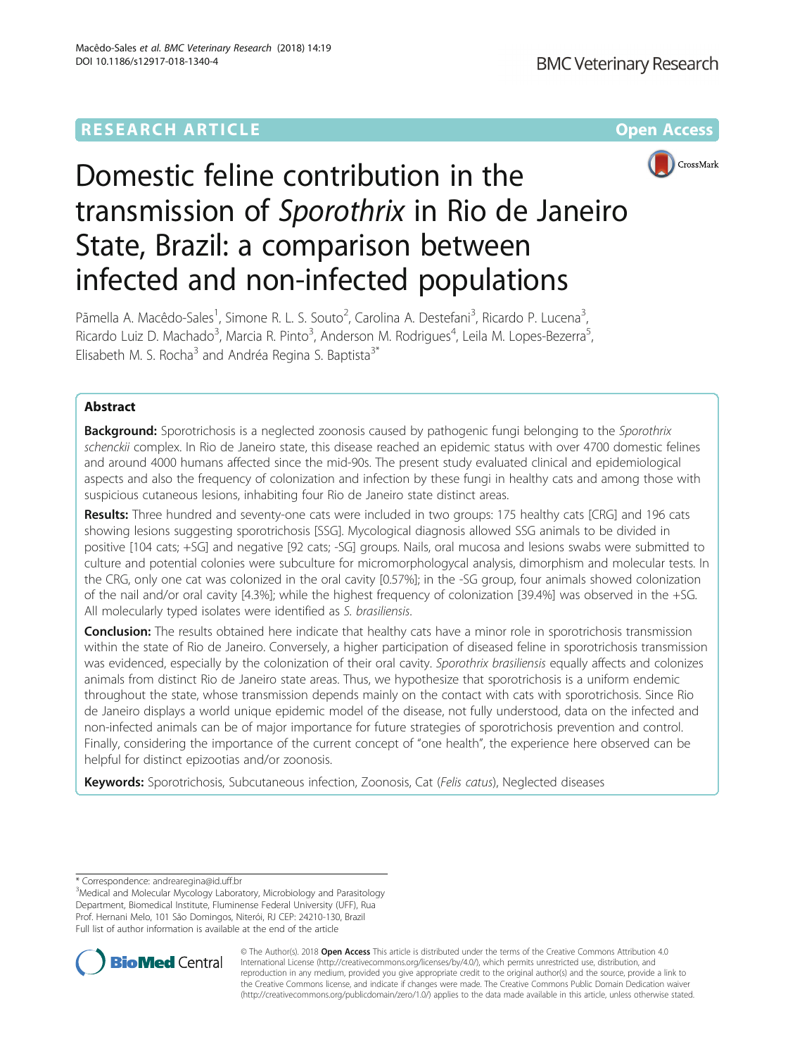RESEARCH ARTICLE

Open Access

# Domestic feline contribution in the transmission of *Sporothrix* in Rio de Janeiro State, Brazil: a comparison between infected and non-infected populations

Pãmella A. Macêdo-Sales[1], Simone R. L. S. Souto[2], Carolina A. Destefani[3], Ricardo P. Lucena[3], Ricardo Luiz D. Machado[3], Marcia R. Pinto[3], Anderson M. Rodrigues[4], Leila M. Lopes-Bezerra[5], Elisabeth M. S. Rocha[3] and Andréa Regina S. Baptista[3*]

## Abstract

**Background:** Sporotrichosis is a neglected zoonosis caused by pathogenic fungi belonging to the *Sporothrix schenckii* complex. In Rio de Janeiro state, this disease reached an epidemic status with over 4700 domestic felines and around 4000 humans affected since the mid-90s. The present study evaluated clinical and epidemiological aspects and also the frequency of colonization and infection by these fungi in healthy cats and among those with suspicious cutaneous lesions, inhabiting four Rio de Janeiro state distinct areas.

**Results:** Three hundred and seventy-one cats were included in two groups: 175 healthy cats [CRG] and 196 cats showing lesions suggesting sporotrichosis [SSG]. Mycological diagnosis allowed SSG animals to be divided in positive [104 cats; +SG] and negative [92 cats; -SG] groups. Nails, oral mucosa and lesions swabs were submitted to culture and potential colonies were subculture for micromorphologycal analysis, dimorphism and molecular tests. In the CRG, only one cat was colonized in the oral cavity [0.57%]; in the -SG group, four animals showed colonization of the nail and/or oral cavity [4.3%]; while the highest frequency of colonization [39.4%] was observed in the +SG. All molecularly typed isolates were identified as *S. brasiliensis*.

**Conclusion:** The results obtained here indicate that healthy cats have a minor role in sporotrichosis transmission within the state of Rio de Janeiro. Conversely, a higher participation of diseased feline in sporotrichosis transmission was evidenced, especially by the colonization of their oral cavity. *Sporothrix brasiliensis* equally affects and colonizes animals from distinct Rio de Janeiro state areas. Thus, we hypothesize that sporotrichosis is a uniform endemic throughout the state, whose transmission depends mainly on the contact with cats with sporotrichosis. Since Rio de Janeiro displays a world unique epidemic model of the disease, not fully understood, data on the infected and non-infected animals can be of major importance for future strategies of sporotrichosis prevention and control. Finally, considering the importance of the current concept of "one health", the experience here observed can be helpful for distinct epizootias and/or zoonosis.

**Keywords:** Sporotrichosis, Subcutaneous infection, Zoonosis, Cat (*Felis catus*), Neglected diseases

\* Correspondence: andrearegina@id.uff.br

[3]Medical and Molecular Mycology Laboratory, Microbiology and Parasitology Department, Biomedical Institute, Fluminense Federal University (UFF), Rua Prof. Hernani Melo, 101 São Domingos, Niterói, RJ CEP: 24210-130, Brazil

Full list of author information is available at the end of the article

© The Author(s). 2018 **Open Access** This article is distributed under the terms of the Creative Commons Attribution 4.0 International License (http://creativecommons.org/licenses/by/4.0/), which permits unrestricted use, distribution, and reproduction in any medium, provided you give appropriate credit to the original author(s) and the source, provide a link to the Creative Commons license, and indicate if changes were made. The Creative Commons Public Domain Dedication waiver (http://creativecommons.org/publicdomain/zero/1.0/) applies to the data made available in this article, unless otherwise stated.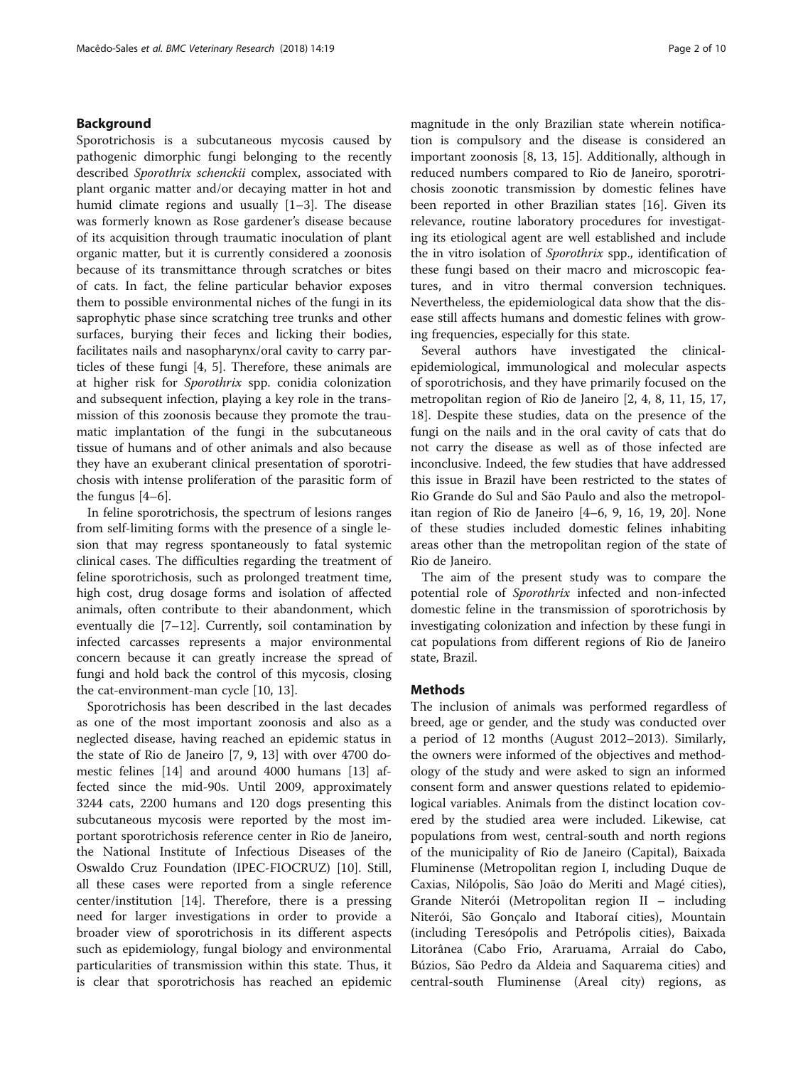## Background

Sporotrichosis is a subcutaneous mycosis caused by pathogenic dimorphic fungi belonging to the recently described *Sporothrix schenckii* complex, associated with plant organic matter and/or decaying matter in hot and humid climate regions and usually [1–3]. The disease was formerly known as Rose gardener's disease because of its acquisition through traumatic inoculation of plant organic matter, but it is currently considered a zoonosis because of its transmittance through scratches or bites of cats. In fact, the feline particular behavior exposes them to possible environmental niches of the fungi in its saprophytic phase since scratching tree trunks and other surfaces, burying their feces and licking their bodies, facilitates nails and nasopharynx/oral cavity to carry particles of these fungi [4, 5]. Therefore, these animals are at higher risk for *Sporothrix* spp. conidia colonization and subsequent infection, playing a key role in the transmission of this zoonosis because they promote the traumatic implantation of the fungi in the subcutaneous tissue of humans and of other animals and also because they have an exuberant clinical presentation of sporotrichosis with intense proliferation of the parasitic form of the fungus [4–6].

In feline sporotrichosis, the spectrum of lesions ranges from self-limiting forms with the presence of a single lesion that may regress spontaneously to fatal systemic clinical cases. The difficulties regarding the treatment of feline sporotrichosis, such as prolonged treatment time, high cost, drug dosage forms and isolation of affected animals, often contribute to their abandonment, which eventually die [7–12]. Currently, soil contamination by infected carcasses represents a major environmental concern because it can greatly increase the spread of fungi and hold back the control of this mycosis, closing the cat-environment-man cycle [10, 13].

Sporotrichosis has been described in the last decades as one of the most important zoonosis and also as a neglected disease, having reached an epidemic status in the state of Rio de Janeiro [7, 9, 13] with over 4700 domestic felines [14] and around 4000 humans [13] affected since the mid-90s. Until 2009, approximately 3244 cats, 2200 humans and 120 dogs presenting this subcutaneous mycosis were reported by the most important sporotrichosis reference center in Rio de Janeiro, the National Institute of Infectious Diseases of the Oswaldo Cruz Foundation (IPEC-FIOCRUZ) [10]. Still, all these cases were reported from a single reference center/institution [14]. Therefore, there is a pressing need for larger investigations in order to provide a broader view of sporotrichosis in its different aspects such as epidemiology, fungal biology and environmental particularities of transmission within this state. Thus, it is clear that sporotrichosis has reached an epidemic magnitude in the only Brazilian state wherein notification is compulsory and the disease is considered an important zoonosis [8, 13, 15]. Additionally, although in reduced numbers compared to Rio de Janeiro, sporotrichosis zoonotic transmission by domestic felines have been reported in other Brazilian states [16]. Given its relevance, routine laboratory procedures for investigating its etiological agent are well established and include the in vitro isolation of *Sporothrix* spp., identification of these fungi based on their macro and microscopic features, and in vitro thermal conversion techniques. Nevertheless, the epidemiological data show that the disease still affects humans and domestic felines with growing frequencies, especially for this state.

Several authors have investigated the clinical-epidemiological, immunological and molecular aspects of sporotrichosis, and they have primarily focused on the metropolitan region of Rio de Janeiro [2, 4, 8, 11, 15, 17, 18]. Despite these studies, data on the presence of the fungi on the nails and in the oral cavity of cats that do not carry the disease as well as of those infected are inconclusive. Indeed, the few studies that have addressed this issue in Brazil have been restricted to the states of Rio Grande do Sul and São Paulo and also the metropolitan region of Rio de Janeiro [4–6, 9, 16, 19, 20]. None of these studies included domestic felines inhabiting areas other than the metropolitan region of the state of Rio de Janeiro.

The aim of the present study was to compare the potential role of *Sporothrix* infected and non-infected domestic feline in the transmission of sporotrichosis by investigating colonization and infection by these fungi in cat populations from different regions of Rio de Janeiro state, Brazil.

## Methods

The inclusion of animals was performed regardless of breed, age or gender, and the study was conducted over a period of 12 months (August 2012–2013). Similarly, the owners were informed of the objectives and methodology of the study and were asked to sign an informed consent form and answer questions related to epidemiological variables. Animals from the distinct location covered by the studied area were included. Likewise, cat populations from west, central-south and north regions of the municipality of Rio de Janeiro (Capital), Baixada Fluminense (Metropolitan region I, including Duque de Caxias, Nilópolis, São João do Meriti and Magé cities), Grande Niterói (Metropolitan region II – including Niterói, São Gonçalo and Itaboraí cities), Mountain (including Teresópolis and Petrópolis cities), Baixada Litorânea (Cabo Frio, Araruama, Arraial do Cabo, Búzios, São Pedro da Aldeia and Saquarema cities) and central-south Fluminense (Areal city) regions, as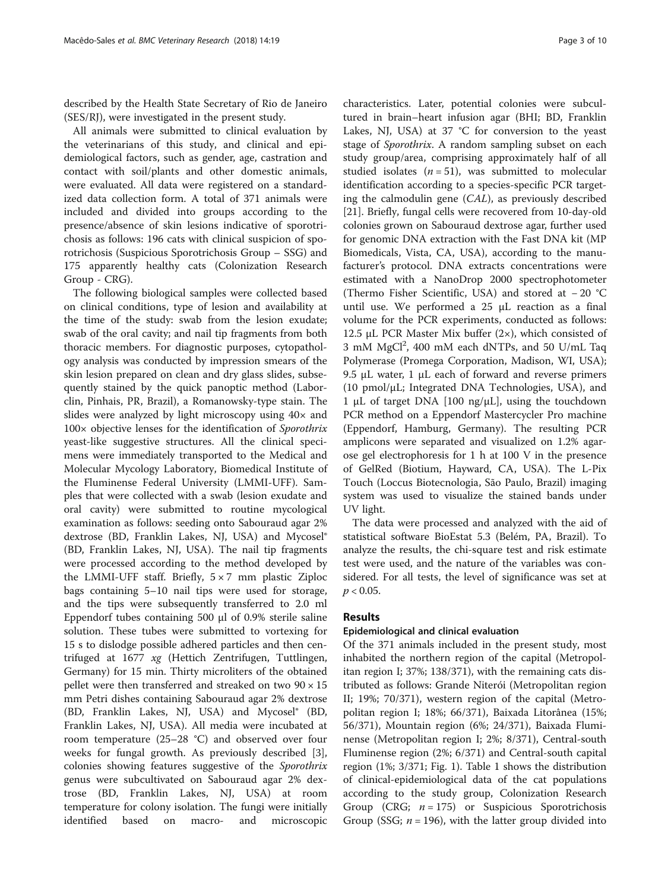described by the Health State Secretary of Rio de Janeiro (SES/RJ), were investigated in the present study.

All animals were submitted to clinical evaluation by the veterinarians of this study, and clinical and epidemiological factors, such as gender, age, castration and contact with soil/plants and other domestic animals, were evaluated. All data were registered on a standardized data collection form. A total of 371 animals were included and divided into groups according to the presence/absence of skin lesions indicative of sporotrichosis as follows: 196 cats with clinical suspicion of sporotrichosis (Suspicious Sporotrichosis Group – SSG) and 175 apparently healthy cats (Colonization Research Group - CRG).

The following biological samples were collected based on clinical conditions, type of lesion and availability at the time of the study: swab from the lesion exudate; swab of the oral cavity; and nail tip fragments from both thoracic members. For diagnostic purposes, cytopathology analysis was conducted by impression smears of the skin lesion prepared on clean and dry glass slides, subsequently stained by the quick panoptic method (Laborclin, Pinhais, PR, Brazil), a Romanowsky-type stain. The slides were analyzed by light microscopy using 40× and 100× objective lenses for the identification of *Sporothrix* yeast-like suggestive structures. All the clinical specimens were immediately transported to the Medical and Molecular Mycology Laboratory, Biomedical Institute of the Fluminense Federal University (LMMI-UFF). Samples that were collected with a swab (lesion exudate and oral cavity) were submitted to routine mycological examination as follows: seeding onto Sabouraud agar 2% dextrose (BD, Franklin Lakes, NJ, USA) and Mycosel® (BD, Franklin Lakes, NJ, USA). The nail tip fragments were processed according to the method developed by the LMMI-UFF staff. Briefly, 5 × 7 mm plastic Ziploc bags containing 5–10 nail tips were used for storage, and the tips were subsequently transferred to 2.0 ml Eppendorf tubes containing 500 μl of 0.9% sterile saline solution. These tubes were submitted to vortexing for 15 s to dislodge possible adhered particles and then centrifuged at 1677 *xg* (Hettich Zentrifugen, Tuttlingen, Germany) for 15 min. Thirty microliters of the obtained pellet were then transferred and streaked on two 90 × 15 mm Petri dishes containing Sabouraud agar 2% dextrose (BD, Franklin Lakes, NJ, USA) and Mycosel® (BD, Franklin Lakes, NJ, USA). All media were incubated at room temperature (25–28 °C) and observed over four weeks for fungal growth. As previously described [3], colonies showing features suggestive of the *Sporothrix* genus were subcultivated on Sabouraud agar 2% dextrose (BD, Franklin Lakes, NJ, USA) at room temperature for colony isolation. The fungi were initially identified based on macro- and microscopic characteristics. Later, potential colonies were subcultured in brain–heart infusion agar (BHI; BD, Franklin Lakes, NJ, USA) at 37 °C for conversion to the yeast stage of *Sporothrix*. A random sampling subset on each study group/area, comprising approximately half of all studied isolates ($n = 51$), was submitted to molecular identification according to a species-specific PCR targeting the calmodulin gene (*CAL*), as previously described [21]. Briefly, fungal cells were recovered from 10-day-old colonies grown on Sabouraud dextrose agar, further used for genomic DNA extraction with the Fast DNA kit (MP Biomedicals, Vista, CA, USA), according to the manufacturer's protocol. DNA extracts concentrations were estimated with a NanoDrop 2000 spectrophotometer (Thermo Fisher Scientific, USA) and stored at − 20 °C until use. We performed a 25 μL reaction as a final volume for the PCR experiments, conducted as follows: 12.5 μL PCR Master Mix buffer (2×), which consisted of 3 mM $MgCl^2$, 400 mM each dNTPs, and 50 U/mL Taq Polymerase (Promega Corporation, Madison, WI, USA); 9.5 μL water, 1 μL each of forward and reverse primers (10 pmol/μL; Integrated DNA Technologies, USA), and 1 μL of target DNA [100 ng/μL], using the touchdown PCR method on a Eppendorf Mastercycler Pro machine (Eppendorf, Hamburg, Germany). The resulting PCR amplicons were separated and visualized on 1.2% agarose gel electrophoresis for 1 h at 100 V in the presence of GelRed (Biotium, Hayward, CA, USA). The L-Pix Touch (Loccus Biotecnologia, São Paulo, Brazil) imaging system was used to visualize the stained bands under UV light.

The data were processed and analyzed with the aid of statistical software BioEstat 5.3 (Belém, PA, Brazil). To analyze the results, the chi-square test and risk estimate test were used, and the nature of the variables was considered. For all tests, the level of significance was set at $p < 0.05$.

## Results

### Epidemiological and clinical evaluation

Of the 371 animals included in the present study, most inhabited the northern region of the capital (Metropolitan region I; 37%; 138/371), with the remaining cats distributed as follows: Grande Niterói (Metropolitan region II; 19%; 70/371), western region of the capital (Metropolitan region I; 18%; 66/371), Baixada Litorânea (15%; 56/371), Mountain region (6%; 24/371), Baixada Fluminense (Metropolitan region I; 2%; 8/371), Central-south Fluminense region (2%; 6/371) and Central-south capital region (1%; 3/371; Fig. 1). Table 1 shows the distribution of clinical-epidemiological data of the cat populations according to the study group, Colonization Research Group (CRG; $n = 175$) or Suspicious Sporotrichosis Group (SSG; $n = 196$), with the latter group divided into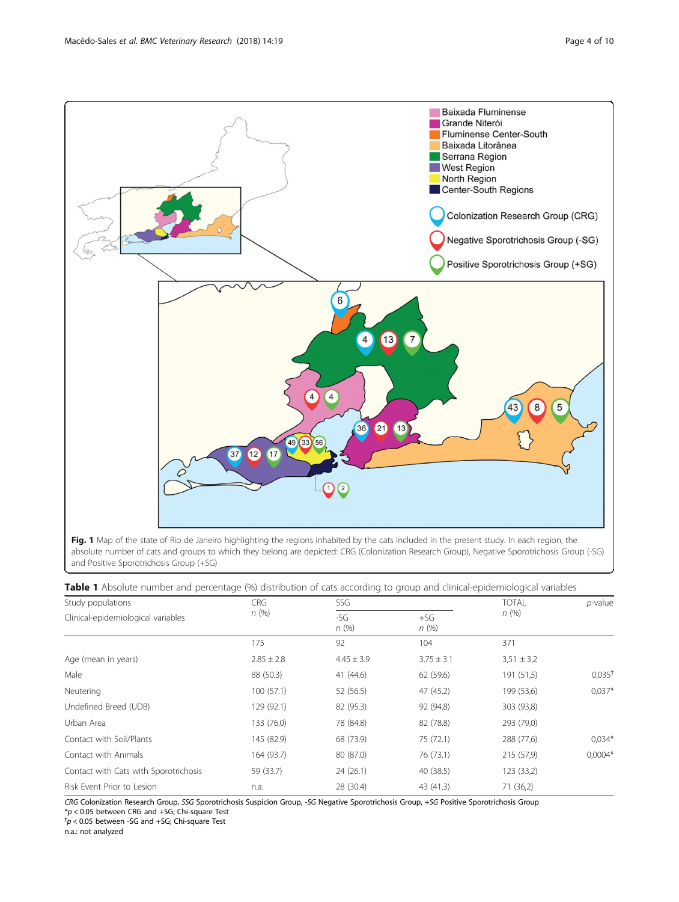**Fig. 1** Map of the state of Rio de Janeiro highlighting the regions inhabited by the cats included in the present study. In each region, the absolute number of cats and groups to which they belong are depicted: CRG (Colonization Research Group), Negative Sporotrichosis Group (-SG) and Positive Sporotrichosis Group (+SG)

**Table 1** Absolute number and percentage (%) distribution of cats according to group and clinical-epidemiological variables

| Study populations | CRG | SSG | | TOTAL | p-value |
|---|---|---|---|---|---|
| Clinical-epidemiological variables | n (%) | -SG n (%) | +SG n (%) | n (%) | |
| | 175 | 92 | 104 | 371 | |
| Age (mean in years) | 2.85 ± 2.8 | 4.45 ± 3.9 | 3.75 ± 3.1 | 3,51 ± 3,2 | |
| Male | 88 (50.3) | 41 (44.6) | 62 (59.6) | 191 (51,5) | 0,035[†] |
| Neutering | 100 (57.1) | 52 (56.5) | 47 (45.2) | 199 (53,6) | 0,037* |
| Undefined Breed (UDB) | 129 (92.1) | 82 (95.3) | 92 (94.8) | 303 (93,8) | |
| Urban Area | 133 (76.0) | 78 (84.8) | 82 (78.8) | 293 (79,0) | |
| Contact with Soil/Plants | 145 (82.9) | 68 (73.9) | 75 (72.1) | 288 (77,6) | 0,034* |
| Contact with Animals | 164 (93.7) | 80 (87.0) | 76 (73.1) | 215 (57,9) | 0,0004* |
| Contact with Cats with Sporotrichosis | 59 (33.7) | 24 (26.1) | 40 (38.5) | 123 (33,2) | |
| Risk Event Prior to Lesion | n.a. | 28 (30.4) | 43 (41.3) | 71 (36,2) | |

*CRG* Colonization Research Group, *SSG* Sporotrichosis Suspicion Group, *-SG* Negative Sporotrichosis Group, *+SG* Positive Sporotrichosis Group
*$p < 0.05$ between CRG and +SG; Chi-square Test
[†]$p < 0.05$ between -SG and +SG; Chi-square Test
n.a.: not analyzed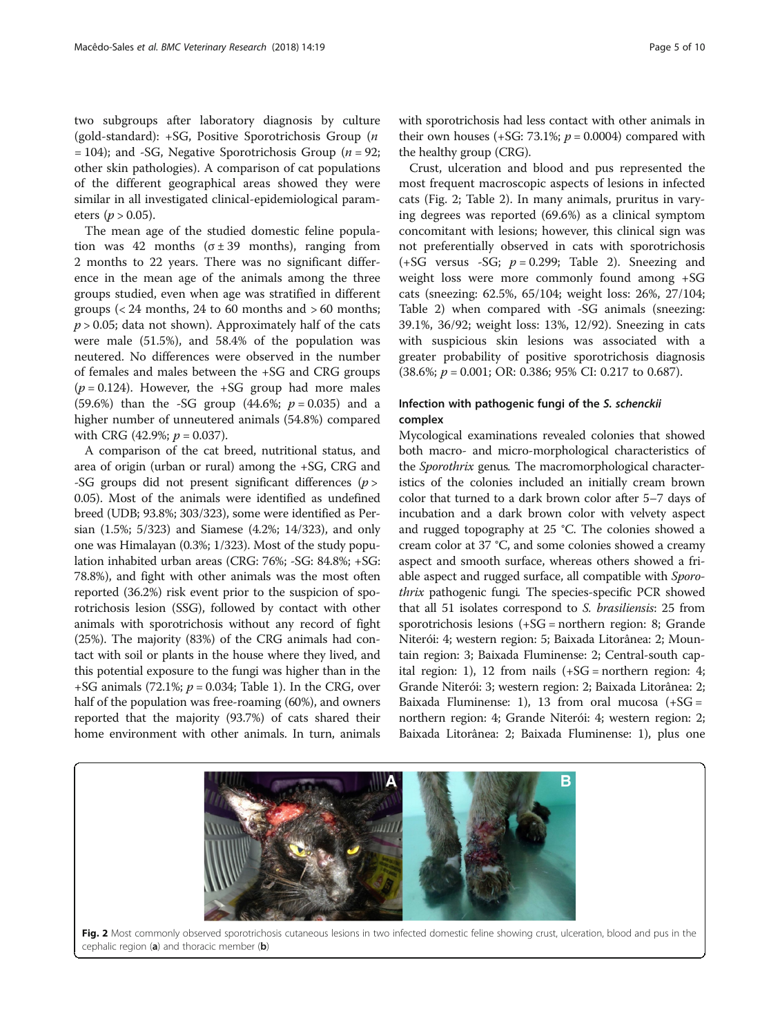two subgroups after laboratory diagnosis by culture (gold-standard): +SG, Positive Sporotrichosis Group ($n = 104$); and -SG, Negative Sporotrichosis Group ($n = 92$; other skin pathologies). A comparison of cat populations of the different geographical areas showed they were similar in all investigated clinical-epidemiological parameters ($p > 0.05$).

The mean age of the studied domestic feline population was 42 months ($\sigma \pm 39$ months), ranging from 2 months to 22 years. There was no significant difference in the mean age of the animals among the three groups studied, even when age was stratified in different groups (< 24 months, 24 to 60 months and > 60 months; $p > 0.05$; data not shown). Approximately half of the cats were male (51.5%), and 58.4% of the population was neutered. No differences were observed in the number of females and males between the +SG and CRG groups ($p = 0.124$). However, the +SG group had more males (59.6%) than the -SG group (44.6%; $p = 0.035$) and a higher number of unneutered animals (54.8%) compared with CRG (42.9%; $p = 0.037$).

A comparison of the cat breed, nutritional status, and area of origin (urban or rural) among the +SG, CRG and -SG groups did not present significant differences ($p > 0.05$). Most of the animals were identified as undefined breed (UDB; 93.8%; 303/323), some were identified as Persian (1.5%; 5/323) and Siamese (4.2%; 14/323), and only one was Himalayan (0.3%; 1/323). Most of the study population inhabited urban areas (CRG: 76%; -SG: 84.8%; +SG: 78.8%), and fight with other animals was the most often reported (36.2%) risk event prior to the suspicion of sporotrichosis lesion (SSG), followed by contact with other animals with sporotrichosis without any record of fight (25%). The majority (83%) of the CRG animals had contact with soil or plants in the house where they lived, and this potential exposure to the fungi was higher than in the +SG animals (72.1%; $p = 0.034$; Table 1). In the CRG, over half of the population was free-roaming (60%), and owners reported that the majority (93.7%) of cats shared their home environment with other animals. In turn, animals with sporotrichosis had less contact with other animals in their own houses (+SG: 73.1%; $p = 0.0004$) compared with the healthy group (CRG).

Crust, ulceration and blood and pus represented the most frequent macroscopic aspects of lesions in infected cats (Fig. 2; Table 2). In many animals, pruritus in varying degrees was reported (69.6%) as a clinical symptom concomitant with lesions; however, this clinical sign was not preferentially observed in cats with sporotrichosis (+SG versus -SG; $p = 0.299$; Table 2). Sneezing and weight loss were more commonly found among +SG cats (sneezing: 62.5%, 65/104; weight loss: 26%, 27/104; Table 2) when compared with -SG animals (sneezing: 39.1%, 36/92; weight loss: 13%, 12/92). Sneezing in cats with suspicious skin lesions was associated with a greater probability of positive sporotrichosis diagnosis (38.6%; $p = 0.001$; OR: 0.386; 95% CI: 0.217 to 0.687).

## Infection with pathogenic fungi of the *S. schenckii* complex

Mycological examinations revealed colonies that showed both macro- and micro-morphological characteristics of the *Sporothrix* genus. The macromorphological characteristics of the colonies included an initially cream brown color that turned to a dark brown color after 5–7 days of incubation and a dark brown color with velvety aspect and rugged topography at 25 °C. The colonies showed a cream color at 37 °C, and some colonies showed a creamy aspect and smooth surface, whereas others showed a friable aspect and rugged surface, all compatible with *Sporothrix* pathogenic fungi. The species-specific PCR showed that all 51 isolates correspond to *S. brasiliensis*: 25 from sporotrichosis lesions (+SG = northern region: 8; Grande Niterói: 4; western region: 5; Baixada Litorânea: 2; Mountain region: 3; Baixada Fluminense: 2; Central-south capital region: 1), 12 from nails (+SG = northern region: 4; Grande Niterói: 3; western region: 2; Baixada Litorânea: 2; Baixada Fluminense: 1), 13 from oral mucosa (+SG = northern region: 4; Grande Niterói: 4; western region: 2; Baixada Litorânea: 2; Baixada Fluminense: 1), plus one

**Fig. 2** Most commonly observed sporotrichosis cutaneous lesions in two infected domestic feline showing crust, ulceration, blood and pus in the cephalic region (**a**) and thoracic member (**b**)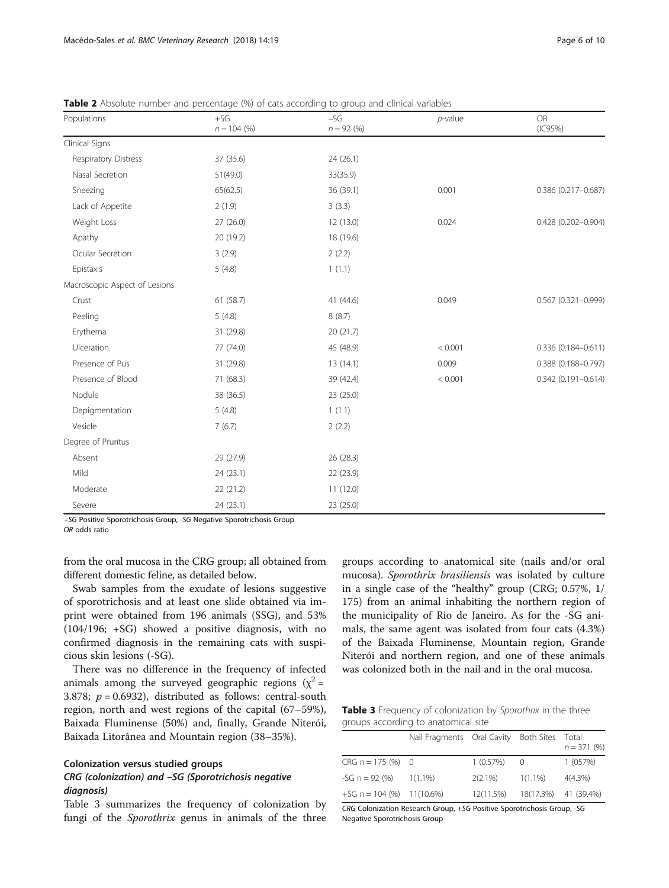**Table 2** Absolute number and percentage (%) of cats according to group and clinical variables

| Populations | +SG $n = 104$ (%) | −SG $n = 92$ (%) | *p*-value | OR (IC95%) |
|---|---|---|---|---|
| Clinical Signs | | | | |
| Respiratory Distress | 37 (35.6) | 24 (26.1) | | |
| Nasal Secretion | 51(49.0) | 33(35.9) | | |
| Sneezing | 65(62.5) | 36 (39.1) | 0.001 | 0.386 (0.217–0.687) |
| Lack of Appetite | 2 (1.9) | 3 (3.3) | | |
| Weight Loss | 27 (26.0) | 12 (13.0) | 0.024 | 0.428 (0.202–0.904) |
| Apathy | 20 (19.2) | 18 (19.6) | | |
| Ocular Secretion | 3 (2.9) | 2 (2.2) | | |
| Epistaxis | 5 (4.8) | 1 (1.1) | | |
| Macroscopic Aspect of Lesions | | | | |
| Crust | 61 (58.7) | 41 (44.6) | 0.049 | 0.567 (0.321–0.999) |
| Peeling | 5 (4.8) | 8 (8.7) | | |
| Erythema | 31 (29.8) | 20 (21.7) | | |
| Ulceration | 77 (74.0) | 45 (48.9) | < 0.001 | 0.336 (0.184–0.611) |
| Presence of Pus | 31 (29.8) | 13 (14.1) | 0.009 | 0.388 (0.188–0.797) |
| Presence of Blood | 71 (68.3) | 39 (42.4) | < 0.001 | 0.342 (0.191–0.614) |
| Nodule | 38 (36.5) | 23 (25.0) | | |
| Depigmentation | 5 (4.8) | 1 (1.1) | | |
| Vesicle | 7 (6.7) | 2 (2.2) | | |
| Degree of Pruritus | | | | |
| Absent | 29 (27.9) | 26 (28.3) | | |
| Mild | 24 (23.1) | 22 (23.9) | | |
| Moderate | 22 (21.2) | 11 (12.0) | | |
| Severe | 24 (23.1) | 23 (25.0) | | |

*+SG* Positive Sporotrichosis Group, *-SG* Negative Sporotrichosis Group
*OR* odds ratio

from the oral mucosa in the CRG group; all obtained from different domestic feline, as detailed below.

Swab samples from the exudate of lesions suggestive of sporotrichosis and at least one slide obtained via imprint were obtained from 196 animals (SSG), and 53% (104/196; +SG) showed a positive diagnosis, with no confirmed diagnosis in the remaining cats with suspicious skin lesions (-SG).

There was no difference in the frequency of infected animals among the surveyed geographic regions ($\chi^2 = 3.878$; $p = 0.6932$), distributed as follows: central-south region, north and west regions of the capital (67–59%), Baixada Fluminense (50%) and, finally, Grande Niterói, Baixada Litorânea and Mountain region (38–35%).

### Colonization versus studied groups

#### CRG (colonization) and −SG (Sporotrichosis negative diagnosis)

Table 3 summarizes the frequency of colonization by fungi of the *Sporothrix* genus in animals of the three groups according to anatomical site (nails and/or oral mucosa). *Sporothrix brasiliensis* was isolated by culture in a single case of the "healthy" group (CRG; 0.57%, 1/175) from an animal inhabiting the northern region of the municipality of Rio de Janeiro. As for the -SG animals, the same agent was isolated from four cats (4.3%) of the Baixada Fluminense, Mountain region, Grande Niterói and northern region, and one of these animals was colonized both in the nail and in the oral mucosa.

**Table 3** Frequency of colonization by *Sporothrix* in the three groups according to anatomical site

| | Nail Fragments | Oral Cavity | Both Sites | Total $n = 371$ (%) |
|---|---|---|---|---|
| CRG n = 175 (%) | 0 | 1 (0.57%) | 0 | 1 (057%) |
| -SG n = 92 (%) | 1(1.1%) | 2(2.1%) | 1(1.1%) | 4(4.3%) |
| +SG n = 104 (%) | 11(10.6%) | 12(11.5%) | 18(17.3%) | 41 (39.4%) |

*CRG* Colonization Research Group, *+SG* Positive Sporotrichosis Group, *-SG* Negative Sporotrichosis Group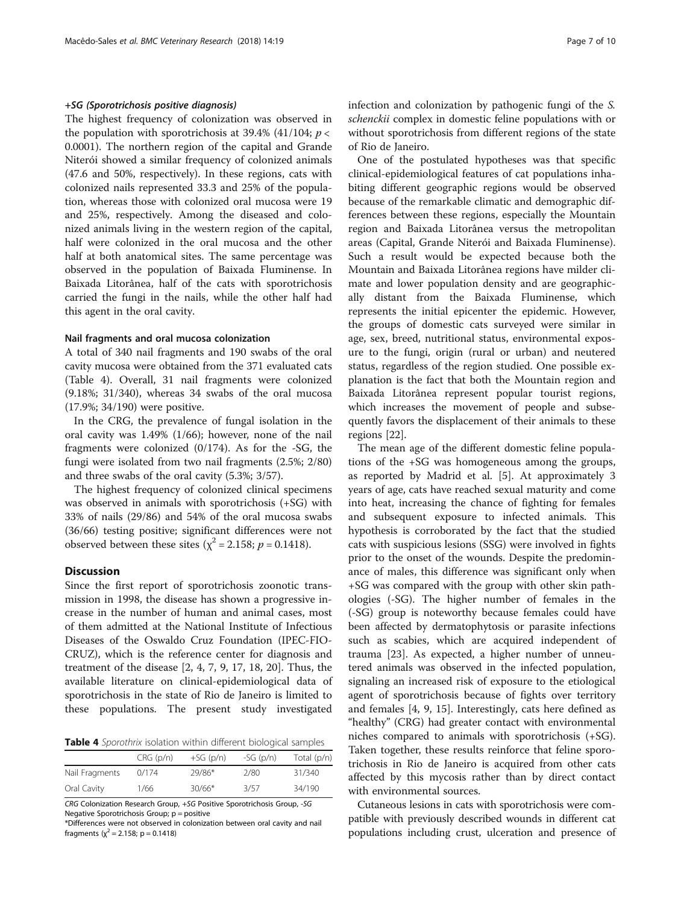#### +SG (Sporotrichosis positive diagnosis)

The highest frequency of colonization was observed in the population with sporotrichosis at 39.4% (41/104; $p < 0.0001$). The northern region of the capital and Grande Niterói showed a similar frequency of colonized animals (47.6 and 50%, respectively). In these regions, cats with colonized nails represented 33.3 and 25% of the population, whereas those with colonized oral mucosa were 19 and 25%, respectively. Among the diseased and colonized animals living in the western region of the capital, half were colonized in the oral mucosa and the other half at both anatomical sites. The same percentage was observed in the population of Baixada Fluminense. In Baixada Litorânea, half of the cats with sporotrichosis carried the fungi in the nails, while the other half had this agent in the oral cavity.

#### Nail fragments and oral mucosa colonization

A total of 340 nail fragments and 190 swabs of the oral cavity mucosa were obtained from the 371 evaluated cats (Table 4). Overall, 31 nail fragments were colonized (9.18%; 31/340), whereas 34 swabs of the oral mucosa (17.9%; 34/190) were positive.

In the CRG, the prevalence of fungal isolation in the oral cavity was 1.49% (1/66); however, none of the nail fragments were colonized (0/174). As for the -SG, the fungi were isolated from two nail fragments (2.5%; 2/80) and three swabs of the oral cavity (5.3%; 3/57).

The highest frequency of colonized clinical specimens was observed in animals with sporotrichosis (+SG) with 33% of nails (29/86) and 54% of the oral mucosa swabs (36/66) testing positive; significant differences were not observed between these sites ($\chi^2 = 2.158$; $p = 0.1418$).

## Discussion

Since the first report of sporotrichosis zoonotic transmission in 1998, the disease has shown a progressive increase in the number of human and animal cases, most of them admitted at the National Institute of Infectious Diseases of the Oswaldo Cruz Foundation (IPEC-FIOCRUZ), which is the reference center for diagnosis and treatment of the disease [2, 4, 7, 9, 17, 18, 20]. Thus, the available literature on clinical-epidemiological data of sporotrichosis in the state of Rio de Janeiro is limited to these populations. The present study investigated infection and colonization by pathogenic fungi of the *S. schenckii* complex in domestic feline populations with or without sporotrichosis from different regions of the state of Rio de Janeiro.

One of the postulated hypotheses was that specific clinical-epidemiological features of cat populations inhabiting different geographic regions would be observed because of the remarkable climatic and demographic differences between these regions, especially the Mountain region and Baixada Litorânea versus the metropolitan areas (Capital, Grande Niterói and Baixada Fluminense). Such a result would be expected because both the Mountain and Baixada Litorânea regions have milder climate and lower population density and are geographically distant from the Baixada Fluminense, which represents the initial epicenter the epidemic. However, the groups of domestic cats surveyed were similar in age, sex, breed, nutritional status, environmental exposure to the fungi, origin (rural or urban) and neutered status, regardless of the region studied. One possible explanation is the fact that both the Mountain region and Baixada Litorânea represent popular tourist regions, which increases the movement of people and subsequently favors the displacement of their animals to these regions [22].

The mean age of the different domestic feline populations of the +SG was homogeneous among the groups, as reported by Madrid et al. [5]. At approximately 3 years of age, cats have reached sexual maturity and come into heat, increasing the chance of fighting for females and subsequent exposure to infected animals. This hypothesis is corroborated by the fact that the studied cats with suspicious lesions (SSG) were involved in fights prior to the onset of the wounds. Despite the predominance of males, this difference was significant only when +SG was compared with the group with other skin pathologies (-SG). The higher number of females in the (-SG) group is noteworthy because females could have been affected by dermatophytosis or parasite infections such as scabies, which are acquired independent of trauma [23]. As expected, a higher number of unneutered animals was observed in the infected population, signaling an increased risk of exposure to the etiological agent of sporotrichosis because of fights over territory and females [4, 9, 15]. Interestingly, cats here defined as "healthy" (CRG) had greater contact with environmental niches compared to animals with sporotrichosis (+SG). Taken together, these results reinforce that feline sporotrichosis in Rio de Janeiro is acquired from other cats affected by this mycosis rather than by direct contact with environmental sources.

Cutaneous lesions in cats with sporotrichosis were compatible with previously described wounds in different cat populations including crust, ulceration and presence of

**Table 4** *Sporothrix* isolation within different biological samples

| | CRG (p/n) | +SG (p/n) | -SG (p/n) | Total (p/n) |
|---|---|---|---|---|
| Nail Fragments | 0/174 | 29/86* | 2/80 | 31/340 |
| Oral Cavity | 1/66 | 30/66* | 3/57 | 34/190 |

*CRG* Colonization Research Group, *+SG* Positive Sporotrichosis Group, *-SG* Negative Sporotrichosis Group; p = positive

*Differences were not observed in colonization between oral cavity and nail fragments ($\chi^2 = 2.158$; p = 0.1418)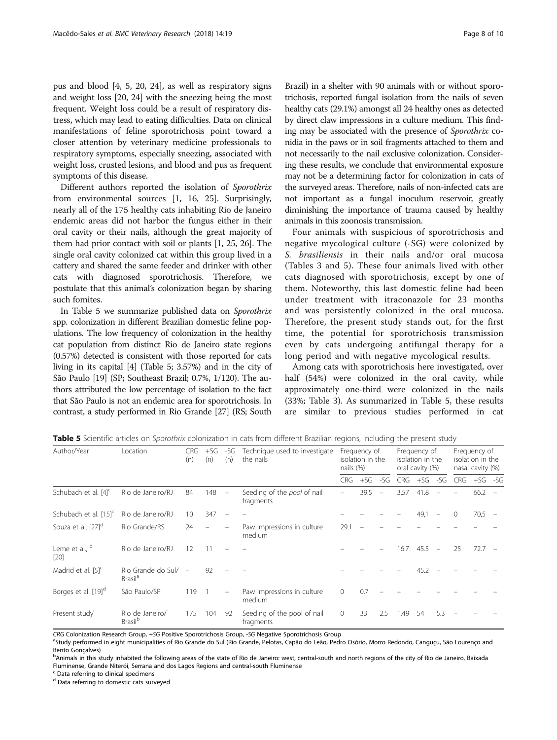pus and blood [4, 5, 20, 24], as well as respiratory signs and weight loss [20, 24] with the sneezing being the most frequent. Weight loss could be a result of respiratory distress, which may lead to eating difficulties. Data on clinical manifestations of feline sporotrichosis point toward a closer attention by veterinary medicine professionals to respiratory symptoms, especially sneezing, associated with weight loss, crusted lesions, and blood and pus as frequent symptoms of this disease.

Different authors reported the isolation of *Sporothrix* from environmental sources [1, 16, 25]. Surprisingly, nearly all of the 175 healthy cats inhabiting Rio de Janeiro endemic areas did not harbor the fungus either in their oral cavity or their nails, although the great majority of them had prior contact with soil or plants [1, 25, 26]. The single oral cavity colonized cat within this group lived in a cattery and shared the same feeder and drinker with other cats with diagnosed sporotrichosis. Therefore, we postulate that this animal's colonization began by sharing such fomites.

In Table 5 we summarize published data on *Sporothrix* spp. colonization in different Brazilian domestic feline populations. The low frequency of colonization in the healthy cat population from distinct Rio de Janeiro state regions (0.57%) detected is consistent with those reported for cats living in its capital [4] (Table 5; 3.57%) and in the city of São Paulo [19] (SP; Southeast Brazil; 0.7%, 1/120). The authors attributed the low percentage of isolation to the fact that São Paulo is not an endemic area for sporotrichosis. In contrast, a study performed in Rio Grande [27] (RS; South Brazil) in a shelter with 90 animals with or without sporotrichosis, reported fungal isolation from the nails of seven healthy cats (29.1%) amongst all 24 healthy ones as detected by direct claw impressions in a culture medium. This finding may be associated with the presence of *Sporothrix* conidia in the paws or in soil fragments attached to them and not necessarily to the nail exclusive colonization. Considering these results, we conclude that environmental exposure may not be a determining factor for colonization in cats of the surveyed areas. Therefore, nails of non-infected cats are not important as a fungal inoculum reservoir, greatly diminishing the importance of trauma caused by healthy animals in this zoonosis transmission.

Four animals with suspicious of sporotrichosis and negative mycological culture (-SG) were colonized by *S. brasiliensis* in their nails and/or oral mucosa (Tables 3 and 5). These four animals lived with other cats diagnosed with sporotrichosis, except by one of them. Noteworthy, this last domestic feline had been under treatment with itraconazole for 23 months and was persistently colonized in the oral mucosa. Therefore, the present study stands out, for the first time, the potential for sporotrichosis transmission even by cats undergoing antifungal therapy for a long period and with negative mycological results.

Among cats with sporotrichosis here investigated, over half (54%) were colonized in the oral cavity, while approximately one-third were colonized in the nails (33%; Table 3). As summarized in Table 5, these results are similar to previous studies performed in cat

**Table 5** Scientific articles on *Sporothrix* colonization in cats from different Brazilian regions, including the present study

| Author/Year | Location | CRG (n) | +SG (n) | -SG (n) | Technique used to investigate the nails | Frequency of isolation in the nails (%) | | | Frequency of isolation in the oral cavity (%) | | | Frequency of isolation in the nasal cavity (%) | | |
|---|---|---|---|---|---|---|---|---|---|---|---|---|---|---|
| | | | | | | CRG | +SG | -SG | CRG | +SG | -SG | CRG | +SG | -SG |
| Schubach et al. [4][c] | Rio de Janeiro/RJ | 84 | 148 | – | Seeding of the *pool* of nail fragments | – | 39.5 | – | 3.57 | 41.8 | – | – | 66.2 | – |
| Schubach et al. [15][c] | Rio de Janeiro/RJ | 10 | 347 | – | – | – | – | – | – | 49,1 | – | 0 | 70,5 | – |
| Souza et al. [27][d] | Rio Grande/RS | 24 | – | – | Paw impressions in culture medium | 29.1 | – | – | – | – | – | – | – | – |
| Leme et al., [d] [20] | Rio de Janeiro/RJ | 12 | 11 | – | – | – | – | – | 16.7 | 45.5 | – | 25 | 72.7 | – |
| Madrid et al. [5][c] | Rio Grande do Sul/ Brasil[a] | – | 92 | – | – | – | – | – | – | 45.2 | – | – | – | – |
| Borges et al. [19][d] | São Paulo/SP | 119 | 1 | – | Paw impressions in culture medium | 0 | 0.7 | – | – | – | – | – | – | – |
| Present study[c] | Rio de Janeiro/ Brasil[b] | 175 | 104 | 92 | Seeding of the pool of nail fragments | 0 | 33 | 2.5 | 1.49 | 54 | 5.3 | – | – | – |

*CRG* Colonization Research Group, *+SG* Positive Sporotrichosis Group, *-SG* Negative Sporotrichosis Group
[a]Study performed in eight municipalities of Rio Grande do Sul (Rio Grande, Pelotas, Capão do Leão, Pedro Osório, Morro Redondo, Canguçu, São Lourenço and Bento Gonçalves)
[b]Animals in this study inhabited the following areas of the state of Rio de Janeiro: west, central-south and north regions of the city of Rio de Janeiro, Baixada Fluminense, Grande Niterói, Serrana and dos Lagos Regions and central-south Fluminense
[c] Data referring to clinical specimens
[d] Data referring to domestic cats surveyed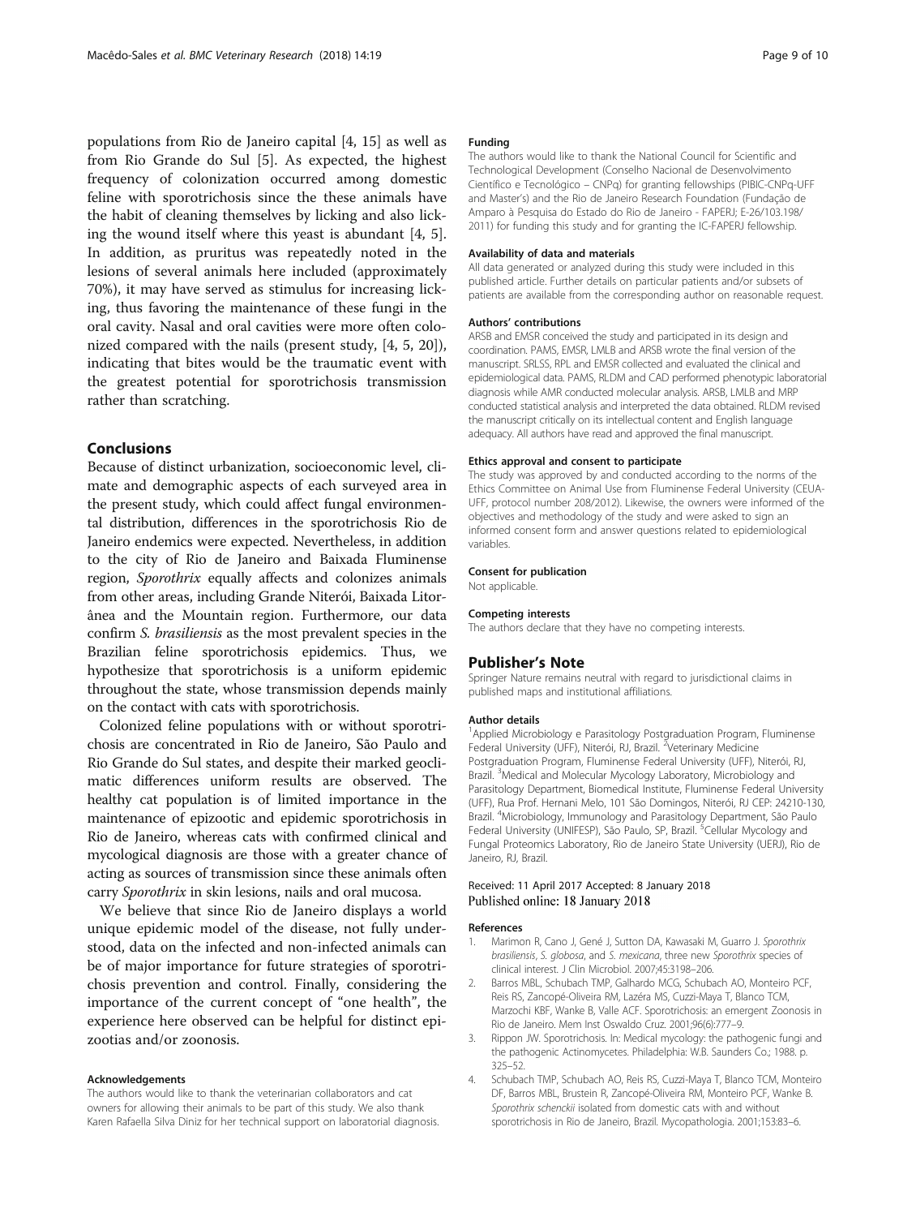populations from Rio de Janeiro capital [4, 15] as well as from Rio Grande do Sul [5]. As expected, the highest frequency of colonization occurred among domestic feline with sporotrichosis since the these animals have the habit of cleaning themselves by licking and also licking the wound itself where this yeast is abundant [4, 5]. In addition, as pruritus was repeatedly noted in the lesions of several animals here included (approximately 70%), it may have served as stimulus for increasing licking, thus favoring the maintenance of these fungi in the oral cavity. Nasal and oral cavities were more often colonized compared with the nails (present study, [4, 5, 20]), indicating that bites would be the traumatic event with the greatest potential for sporotrichosis transmission rather than scratching.

## Conclusions

Because of distinct urbanization, socioeconomic level, climate and demographic aspects of each surveyed area in the present study, which could affect fungal environmental distribution, differences in the sporotrichosis Rio de Janeiro endemics were expected. Nevertheless, in addition to the city of Rio de Janeiro and Baixada Fluminense region, *Sporothrix* equally affects and colonizes animals from other areas, including Grande Niterói, Baixada Litorânea and the Mountain region. Furthermore, our data confirm *S. brasiliensis* as the most prevalent species in the Brazilian feline sporotrichosis epidemics. Thus, we hypothesize that sporotrichosis is a uniform epidemic throughout the state, whose transmission depends mainly on the contact with cats with sporotrichosis.

Colonized feline populations with or without sporotrichosis are concentrated in Rio de Janeiro, São Paulo and Rio Grande do Sul states, and despite their marked geoclimatic differences uniform results are observed. The healthy cat population is of limited importance in the maintenance of epizootic and epidemic sporotrichosis in Rio de Janeiro, whereas cats with confirmed clinical and mycological diagnosis are those with a greater chance of acting as sources of transmission since these animals often carry *Sporothrix* in skin lesions, nails and oral mucosa.

We believe that since Rio de Janeiro displays a world unique epidemic model of the disease, not fully understood, data on the infected and non-infected animals can be of major importance for future strategies of sporotrichosis prevention and control. Finally, considering the importance of the current concept of "one health", the experience here observed can be helpful for distinct epizootias and/or zoonosis.

#### Acknowledgements

The authors would like to thank the veterinarian collaborators and cat owners for allowing their animals to be part of this study. We also thank Karen Rafaella Silva Diniz for her technical support on laboratorial diagnosis.

#### Funding

The authors would like to thank the National Council for Scientific and Technological Development (Conselho Nacional de Desenvolvimento Científico e Tecnológico – CNPq) for granting fellowships (PIBIC-CNPq-UFF and Master's) and the Rio de Janeiro Research Foundation (Fundação de Amparo à Pesquisa do Estado do Rio de Janeiro - FAPERJ; E-26/103.198/2011) for funding this study and for granting the IC-FAPERJ fellowship.

#### Availability of data and materials

All data generated or analyzed during this study were included in this published article. Further details on particular patients and/or subsets of patients are available from the corresponding author on reasonable request.

#### Authors' contributions

ARSB and EMSR conceived the study and participated in its design and coordination. PAMS, EMSR, LMLB and ARSB wrote the final version of the manuscript. SRLSS, RPL and EMSR collected and evaluated the clinical and epidemiological data. PAMS, RLDM and CAD performed phenotypic laboratorial diagnosis while AMR conducted molecular analysis. ARSB, LMLB and MRP conducted statistical analysis and interpreted the data obtained. RLDM revised the manuscript critically on its intellectual content and English language adequacy. All authors have read and approved the final manuscript.

#### Ethics approval and consent to participate

The study was approved by and conducted according to the norms of the Ethics Committee on Animal Use from Fluminense Federal University (CEUA-UFF, protocol number 208/2012). Likewise, the owners were informed of the objectives and methodology of the study and were asked to sign an informed consent form and answer questions related to epidemiological variables.

#### Consent for publication

Not applicable.

#### Competing interests

The authors declare that they have no competing interests.

### Publisher's Note

Springer Nature remains neutral with regard to jurisdictional claims in published maps and institutional affiliations.

#### Author details

[1]Applied Microbiology e Parasitology Postgraduation Program, Fluminense Federal University (UFF), Niterói, RJ, Brazil. [2]Veterinary Medicine Postgraduation Program, Fluminense Federal University (UFF), Niterói, RJ, Brazil. [3]Medical and Molecular Mycology Laboratory, Microbiology and Parasitology Department, Biomedical Institute, Fluminense Federal University (UFF), Rua Prof. Hernani Melo, 101 São Domingos, Niterói, RJ CEP: 24210-130, Brazil. [4]Microbiology, Immunology and Parasitology Department, São Paulo Federal University (UNIFESP), São Paulo, SP, Brazil. [5]Cellular Mycology and Fungal Proteomics Laboratory, Rio de Janeiro State University (UERJ), Rio de Janeiro, RJ, Brazil.

Received: 11 April 2017 Accepted: 8 January 2018
Published online: 18 January 2018

#### References

1. Marimon R, Cano J, Gené J, Sutton DA, Kawasaki M, Guarro J. *Sporothrix brasiliensis*, *S. globosa*, and *S. mexicana*, three new *Sporothrix* species of clinical interest. J Clin Microbiol. 2007;45:3198–206.
2. Barros MBL, Schubach TMP, Galhardo MCG, Schubach AO, Monteiro PCF, Reis RS, Zancopé-Oliveira RM, Lazéra MS, Cuzzi-Maya T, Blanco TCM, Marzochi KBF, Wanke B, Valle ACF. Sporotrichosis: an emergent Zoonosis in Rio de Janeiro. Mem Inst Oswaldo Cruz. 2001;96(6):777–9.
3. Rippon JW. Sporotrichosis. In: Medical mycology: the pathogenic fungi and the pathogenic Actinomycetes. Philadelphia: W.B. Saunders Co.; 1988. p. 325–52.
4. Schubach TMP, Schubach AO, Reis RS, Cuzzi-Maya T, Blanco TCM, Monteiro DF, Barros MBL, Brustein R, Zancopé-Oliveira RM, Monteiro PCF, Wanke B. *Sporothrix schenckii* isolated from domestic cats with and without sporotrichosis in Rio de Janeiro, Brazil. Mycopathologia. 2001;153:83–6.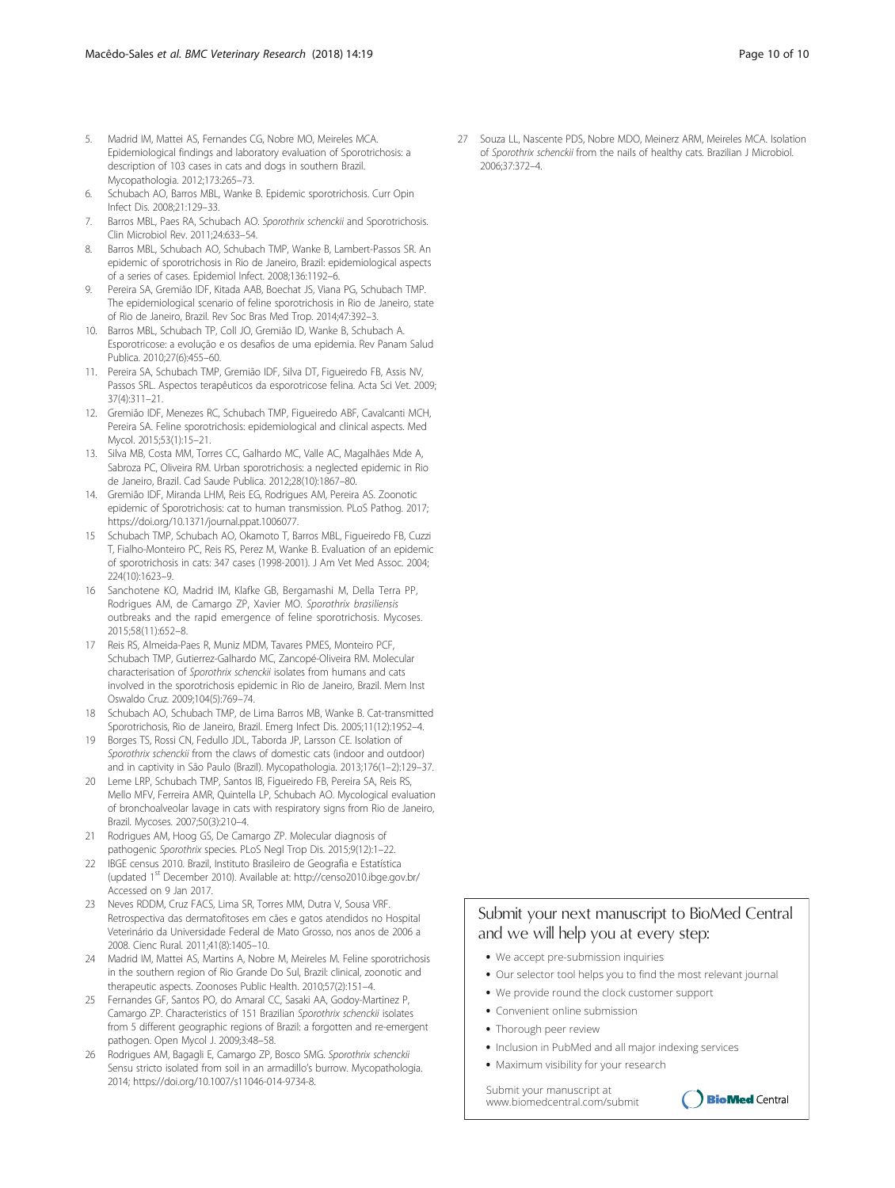5. Madrid IM, Mattei AS, Fernandes CG, Nobre MO, Meireles MCA. Epidemiological findings and laboratory evaluation of Sporotrichosis: a description of 103 cases in cats and dogs in southern Brazil. Mycopathologia. 2012;173:265–73.
6. Schubach AO, Barros MBL, Wanke B. Epidemic sporotrichosis. Curr Opin Infect Dis. 2008;21:129–33.
7. Barros MBL, Paes RA, Schubach AO. *Sporothrix schenckii* and Sporotrichosis. Clin Microbiol Rev. 2011;24:633–54.
8. Barros MBL, Schubach AO, Schubach TMP, Wanke B, Lambert-Passos SR. An epidemic of sporotrichosis in Rio de Janeiro, Brazil: epidemiological aspects of a series of cases. Epidemiol Infect. 2008;136:1192–6.
9. Pereira SA, Gremião IDF, Kitada AAB, Boechat JS, Viana PG, Schubach TMP. The epidemiological scenario of feline sporotrichosis in Rio de Janeiro, state of Rio de Janeiro, Brazil. Rev Soc Bras Med Trop. 2014;47:392–3.
10. Barros MBL, Schubach TP, Coll JO, Gremião ID, Wanke B, Schubach A. Esporotricose: a evolução e os desafios de uma epidemia. Rev Panam Salud Publica. 2010;27(6):455–60.
11. Pereira SA, Schubach TMP, Gremião IDF, Silva DT, Figueiredo FB, Assis NV, Passos SRL. Aspectos terapêuticos da esporotricose felina. Acta Sci Vet. 2009; 37(4):311–21.
12. Gremião IDF, Menezes RC, Schubach TMP, Figueiredo ABF, Cavalcanti MCH, Pereira SA. Feline sporotrichosis: epidemiological and clinical aspects. Med Mycol. 2015;53(1):15–21.
13. Silva MB, Costa MM, Torres CC, Galhardo MC, Valle AC, Magalhães Mde A, Sabroza PC, Oliveira RM. Urban sporotrichosis: a neglected epidemic in Rio de Janeiro, Brazil. Cad Saude Publica. 2012;28(10):1867–80.
14. Gremião IDF, Miranda LHM, Reis EG, Rodrigues AM, Pereira AS. Zoonotic epidemic of Sporotrichosis: cat to human transmission. PLoS Pathog. 2017; https://doi.org/10.1371/journal.ppat.1006077.
15. Schubach TMP, Schubach AO, Okamoto T, Barros MBL, Figueiredo FB, Cuzzi T, Fialho-Monteiro PC, Reis RS, Perez M, Wanke B. Evaluation of an epidemic of sporotrichosis in cats: 347 cases (1998-2001). J Am Vet Med Assoc. 2004; 224(10):1623–9.
16. Sanchotene KO, Madrid IM, Klafke GB, Bergamashi M, Della Terra PP, Rodrigues AM, de Camargo ZP, Xavier MO. *Sporothrix brasiliensis* outbreaks and the rapid emergence of feline sporotrichosis. Mycoses. 2015;58(11):652–8.
17. Reis RS, Almeida-Paes R, Muniz MDM, Tavares PMES, Monteiro PCF, Schubach TMP, Gutierrez-Galhardo MC, Zancopé-Oliveira RM. Molecular characterisation of *Sporothrix schenckii* isolates from humans and cats involved in the sporotrichosis epidemic in Rio de Janeiro, Brazil. Mem Inst Oswaldo Cruz. 2009;104(5):769–74.
18. Schubach AO, Schubach TMP, de Lima Barros MB, Wanke B. Cat-transmitted Sporotrichosis, Rio de Janeiro, Brazil. Emerg Infect Dis. 2005;11(12):1952–4.
19. Borges TS, Rossi CN, Fedullo JDL, Taborda JP, Larsson CE. Isolation of *Sporothrix schenckii* from the claws of domestic cats (indoor and outdoor) and in captivity in São Paulo (Brazil). Mycopathologia. 2013;176(1–2):129–37.
20. Leme LRP, Schubach TMP, Santos IB, Figueiredo FB, Pereira SA, Reis RS, Mello MFV, Ferreira AMR, Quintella LP, Schubach AO. Mycological evaluation of bronchoalveolar lavage in cats with respiratory signs from Rio de Janeiro, Brazil. Mycoses. 2007;50(3):210–4.
21. Rodrigues AM, Hoog GS, De Camargo ZP. Molecular diagnosis of pathogenic *Sporothrix* species. PLoS Negl Trop Dis. 2015;9(12):1–22.
22. IBGE census 2010. Brazil, Instituto Brasileiro de Geografia e Estatística (updated 1st December 2010). Available at: http://censo2010.ibge.gov.br/ Accessed on 9 Jan 2017.
23. Neves RDDM, Cruz FACS, Lima SR, Torres MM, Dutra V, Sousa VRF. Retrospectiva das dermatofitoses em cães e gatos atendidos no Hospital Veterinário da Universidade Federal de Mato Grosso, nos anos de 2006 a 2008. Cienc Rural. 2011;41(8):1405–10.
24. Madrid IM, Mattei AS, Martins A, Nobre M, Meireles M. Feline sporotrichosis in the southern region of Rio Grande Do Sul, Brazil: clinical, zoonotic and therapeutic aspects. Zoonoses Public Health. 2010;57(2):151–4.
25. Fernandes GF, Santos PO, do Amaral CC, Sasaki AA, Godoy-Martinez P, Camargo ZP. Characteristics of 151 Brazilian *Sporothrix schenckii* isolates from 5 different geographic regions of Brazil: a forgotten and re-emergent pathogen. Open Mycol J. 2009;3:48–58.
26. Rodrigues AM, Bagagli E, Camargo ZP, Bosco SMG. *Sporothrix schenckii* Sensu stricto isolated from soil in an armadillo's burrow. Mycopathologia. 2014; https://doi.org/10.1007/s11046-014-9734-8.
27. Souza LL, Nascente PDS, Nobre MDO, Meinerz ARM, Meireles MCA. Isolation of *Sporothrix schenckii* from the nails of healthy cats. Brazilian J Microbiol. 2006;37:372–4.

Submit your next manuscript to BioMed Central and we will help you at every step:

- We accept pre-submission inquiries
- Our selector tool helps you to find the most relevant journal
- We provide round the clock customer support
- Convenient online submission
- Thorough peer review
- Inclusion in PubMed and all major indexing services
- Maximum visibility for your research

Submit your manuscript at
www.biomedcentral.com/submit

BioMed Central